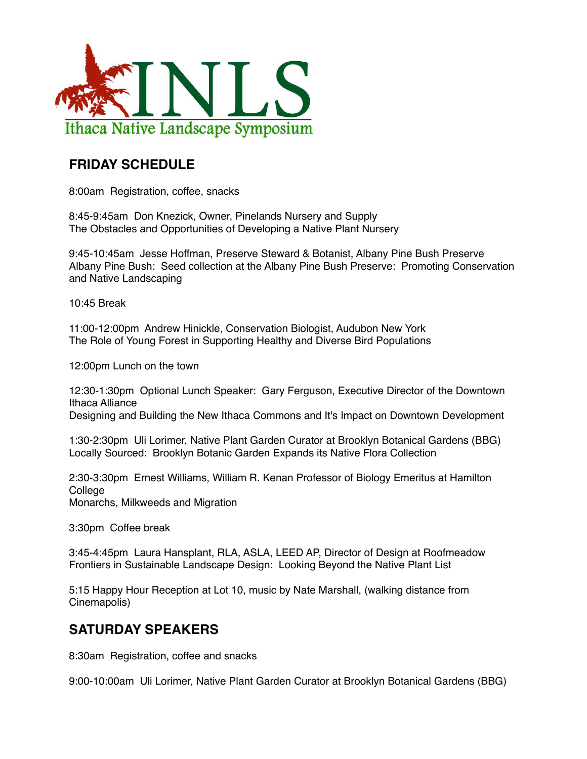# INLS

Ithaca Native Landscape Symposium

## FRIDAY SCHEDULE

8:00am Registration, coffee, snacks

8:45-9:45am Don Knezick, Owner, Pinelands Nursery and Supply
The Obstacles and Opportunities of Developing a Native Plant Nursery

9:45-10:45am Jesse Hoffman, Preserve Steward & Botanist, Albany Pine Bush Preserve
Albany Pine Bush: Seed collection at the Albany Pine Bush Preserve: Promoting Conservation and Native Landscaping

10:45 Break

11:00-12:00pm Andrew Hinickle, Conservation Biologist, Audubon New York
The Role of Young Forest in Supporting Healthy and Diverse Bird Populations

12:00pm Lunch on the town

12:30-1:30pm Optional Lunch Speaker: Gary Ferguson, Executive Director of the Downtown Ithaca Alliance
Designing and Building the New Ithaca Commons and It's Impact on Downtown Development

1:30-2:30pm Uli Lorimer, Native Plant Garden Curator at Brooklyn Botanical Gardens (BBG)
Locally Sourced: Brooklyn Botanic Garden Expands its Native Flora Collection

2:30-3:30pm Ernest Williams, William R. Kenan Professor of Biology Emeritus at Hamilton College
Monarchs, Milkweeds and Migration

3:30pm Coffee break

3:45-4:45pm Laura Hansplant, RLA, ASLA, LEED AP, Director of Design at Roofmeadow
Frontiers in Sustainable Landscape Design: Looking Beyond the Native Plant List

5:15 Happy Hour Reception at Lot 10, music by Nate Marshall, (walking distance from Cinemapolis)

## SATURDAY SPEAKERS

8:30am Registration, coffee and snacks

9:00-10:00am Uli Lorimer, Native Plant Garden Curator at Brooklyn Botanical Gardens (BBG)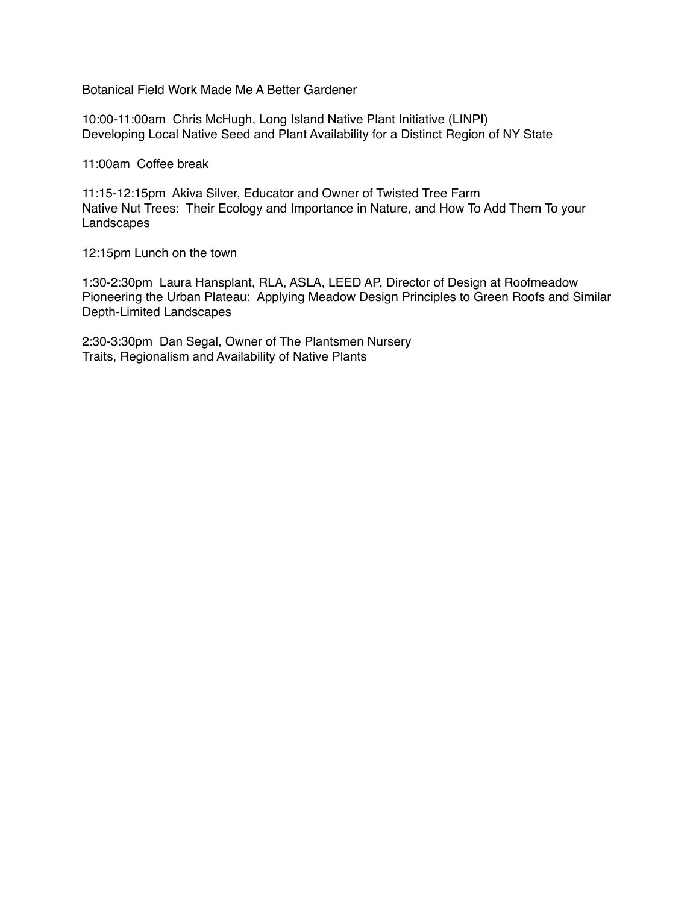Botanical Field Work Made Me A Better Gardener

10:00-11:00am Chris McHugh, Long Island Native Plant Initiative (LINPI)
Developing Local Native Seed and Plant Availability for a Distinct Region of NY State

11:00am Coffee break

11:15-12:15pm Akiva Silver, Educator and Owner of Twisted Tree Farm
Native Nut Trees: Their Ecology and Importance in Nature, and How To Add Them To your Landscapes

12:15pm Lunch on the town

1:30-2:30pm Laura Hansplant, RLA, ASLA, LEED AP, Director of Design at Roofmeadow
Pioneering the Urban Plateau: Applying Meadow Design Principles to Green Roofs and Similar Depth-Limited Landscapes

2:30-3:30pm Dan Segal, Owner of The Plantsmen Nursery
Traits, Regionalism and Availability of Native Plants